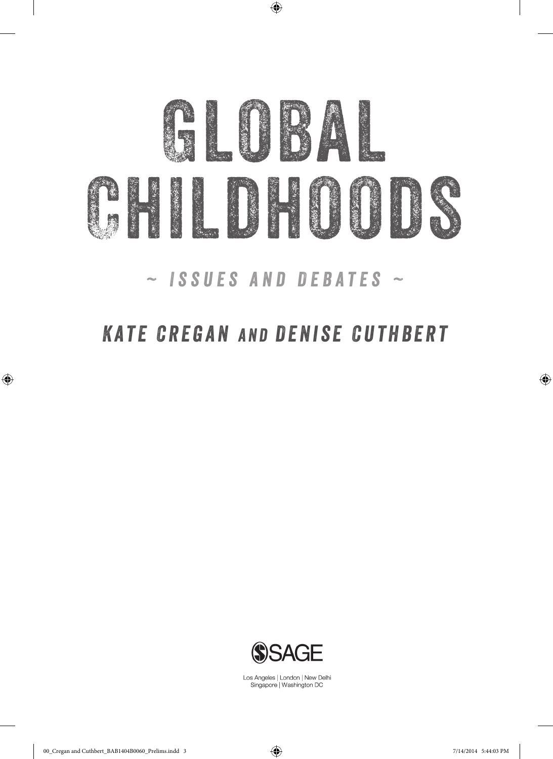# GLOBAL CHILDHOODS

## ~ ISSUES AND DEBATES ~

### KATE CREGAN AND DENISE CUTHBERT

SAGE

Los Angeles | London | New Delhi
Singapore | Washington DC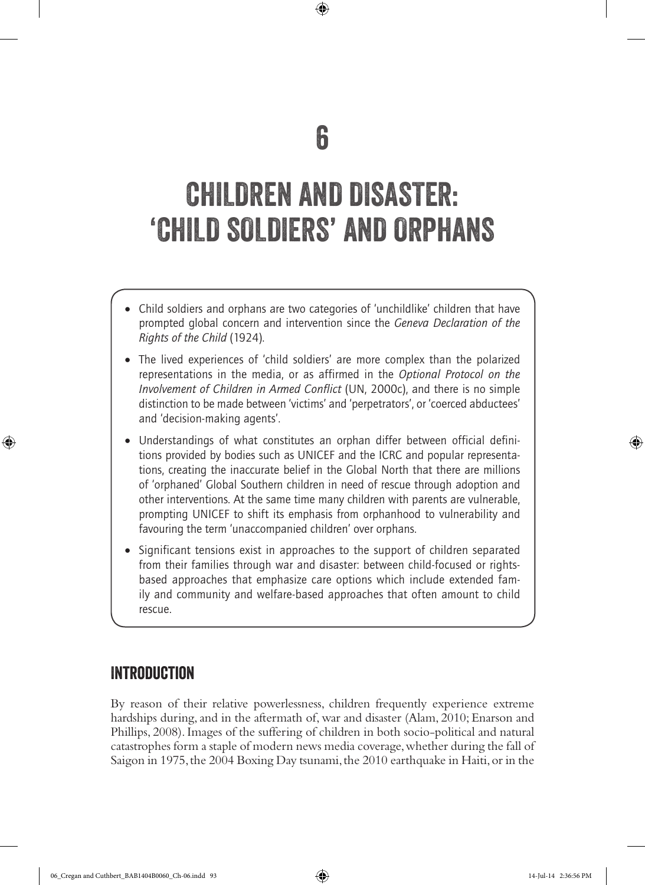# 6

# CHILDREN AND DISASTER: 'CHILD SOLDIERS' AND ORPHANS

- Child soldiers and orphans are two categories of 'unchildlike' children that have prompted global concern and intervention since the *Geneva Declaration of the Rights of the Child* (1924).
- The lived experiences of 'child soldiers' are more complex than the polarized representations in the media, or as affirmed in the *Optional Protocol on the Involvement of Children in Armed Conflict* (UN, 2000c), and there is no simple distinction to be made between 'victims' and 'perpetrators', or 'coerced abductees' and 'decision-making agents'.
- Understandings of what constitutes an orphan differ between official definitions provided by bodies such as UNICEF and the ICRC and popular representations, creating the inaccurate belief in the Global North that there are millions of 'orphaned' Global Southern children in need of rescue through adoption and other interventions. At the same time many children with parents are vulnerable, prompting UNICEF to shift its emphasis from orphanhood to vulnerability and favouring the term 'unaccompanied children' over orphans.
- Significant tensions exist in approaches to the support of children separated from their families through war and disaster: between child-focused or rights-based approaches that emphasize care options which include extended family and community and welfare-based approaches that often amount to child rescue.

## INTRODUCTION

By reason of their relative powerlessness, children frequently experience extreme hardships during, and in the aftermath of, war and disaster (Alam, 2010; Enarson and Phillips, 2008). Images of the suffering of children in both socio-political and natural catastrophes form a staple of modern news media coverage, whether during the fall of Saigon in 1975, the 2004 Boxing Day tsunami, the 2010 earthquake in Haiti, or in the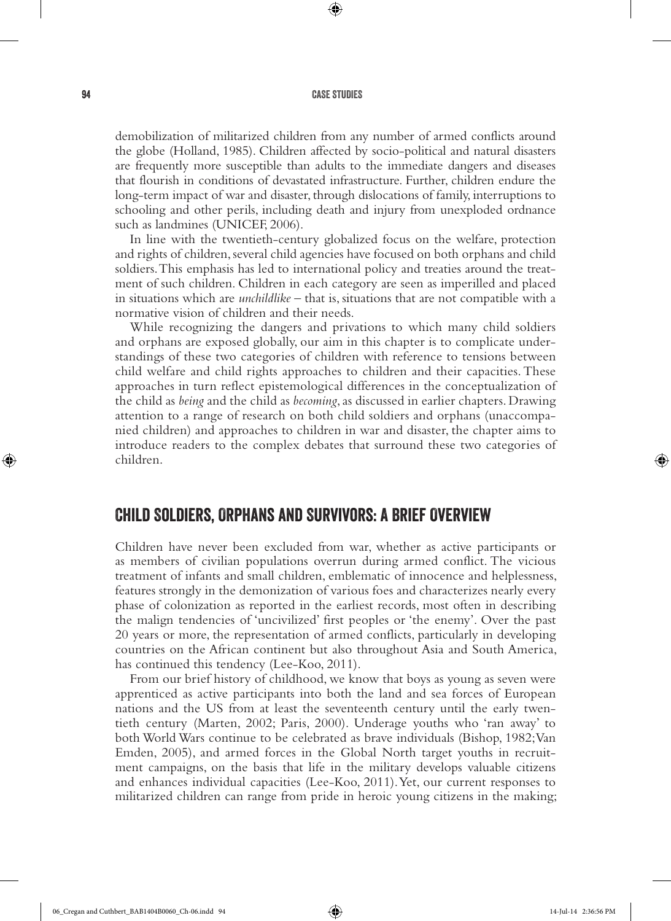demobilization of militarized children from any number of armed conflicts around the globe (Holland, 1985). Children affected by socio-political and natural disasters are frequently more susceptible than adults to the immediate dangers and diseases that flourish in conditions of devastated infrastructure. Further, children endure the long-term impact of war and disaster, through dislocations of family, interruptions to schooling and other perils, including death and injury from unexploded ordnance such as landmines (UNICEF, 2006).

In line with the twentieth-century globalized focus on the welfare, protection and rights of children, several child agencies have focused on both orphans and child soldiers. This emphasis has led to international policy and treaties around the treatment of such children. Children in each category are seen as imperilled and placed in situations which are *unchildlike* – that is, situations that are not compatible with a normative vision of children and their needs.

While recognizing the dangers and privations to which many child soldiers and orphans are exposed globally, our aim in this chapter is to complicate understandings of these two categories of children with reference to tensions between child welfare and child rights approaches to children and their capacities. These approaches in turn reflect epistemological differences in the conceptualization of the child as *being* and the child as *becoming*, as discussed in earlier chapters. Drawing attention to a range of research on both child soldiers and orphans (unaccompanied children) and approaches to children in war and disaster, the chapter aims to introduce readers to the complex debates that surround these two categories of children.

## CHILD SOLDIERS, ORPHANS AND SURVIVORS: A BRIEF OVERVIEW

Children have never been excluded from war, whether as active participants or as members of civilian populations overrun during armed conflict. The vicious treatment of infants and small children, emblematic of innocence and helplessness, features strongly in the demonization of various foes and characterizes nearly every phase of colonization as reported in the earliest records, most often in describing the malign tendencies of 'uncivilized' first peoples or 'the enemy'. Over the past 20 years or more, the representation of armed conflicts, particularly in developing countries on the African continent but also throughout Asia and South America, has continued this tendency (Lee-Koo, 2011).

From our brief history of childhood, we know that boys as young as seven were apprenticed as active participants into both the land and sea forces of European nations and the US from at least the seventeenth century until the early twentieth century (Marten, 2002; Paris, 2000). Underage youths who 'ran away' to both World Wars continue to be celebrated as brave individuals (Bishop, 1982; Van Emden, 2005), and armed forces in the Global North target youths in recruitment campaigns, on the basis that life in the military develops valuable citizens and enhances individual capacities (Lee-Koo, 2011). Yet, our current responses to militarized children can range from pride in heroic young citizens in the making;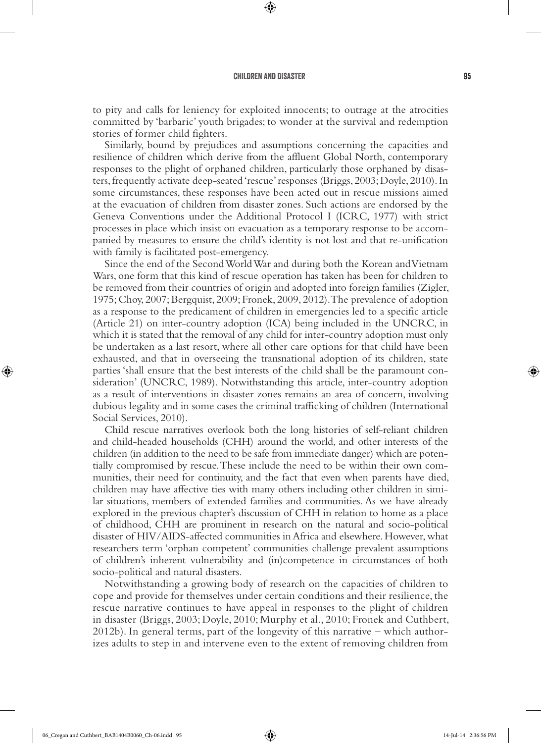to pity and calls for leniency for exploited innocents; to outrage at the atrocities committed by 'barbaric' youth brigades; to wonder at the survival and redemption stories of former child fighters.

Similarly, bound by prejudices and assumptions concerning the capacities and resilience of children which derive from the affluent Global North, contemporary responses to the plight of orphaned children, particularly those orphaned by disasters, frequently activate deep-seated 'rescue' responses (Briggs, 2003; Doyle, 2010). In some circumstances, these responses have been acted out in rescue missions aimed at the evacuation of children from disaster zones. Such actions are endorsed by the Geneva Conventions under the Additional Protocol I (ICRC, 1977) with strict processes in place which insist on evacuation as a temporary response to be accompanied by measures to ensure the child's identity is not lost and that re-unification with family is facilitated post-emergency.

Since the end of the Second World War and during both the Korean and Vietnam Wars, one form that this kind of rescue operation has taken has been for children to be removed from their countries of origin and adopted into foreign families (Zigler, 1975; Choy, 2007; Bergquist, 2009; Fronek, 2009, 2012). The prevalence of adoption as a response to the predicament of children in emergencies led to a specific article (Article 21) on inter-country adoption (ICA) being included in the UNCRC, in which it is stated that the removal of any child for inter-country adoption must only be undertaken as a last resort, where all other care options for that child have been exhausted, and that in overseeing the transnational adoption of its children, state parties 'shall ensure that the best interests of the child shall be the paramount consideration' (UNCRC, 1989). Notwithstanding this article, inter-country adoption as a result of interventions in disaster zones remains an area of concern, involving dubious legality and in some cases the criminal trafficking of children (International Social Services, 2010).

Child rescue narratives overlook both the long histories of self-reliant children and child-headed households (CHH) around the world, and other interests of the children (in addition to the need to be safe from immediate danger) which are potentially compromised by rescue. These include the need to be within their own communities, their need for continuity, and the fact that even when parents have died, children may have affective ties with many others including other children in similar situations, members of extended families and communities. As we have already explored in the previous chapter's discussion of CHH in relation to home as a place of childhood, CHH are prominent in research on the natural and socio-political disaster of HIV/AIDS-affected communities in Africa and elsewhere. However, what researchers term 'orphan competent' communities challenge prevalent assumptions of children's inherent vulnerability and (in)competence in circumstances of both socio-political and natural disasters.

Notwithstanding a growing body of research on the capacities of children to cope and provide for themselves under certain conditions and their resilience, the rescue narrative continues to have appeal in responses to the plight of children in disaster (Briggs, 2003; Doyle, 2010; Murphy et al., 2010; Fronek and Cuthbert, 2012b). In general terms, part of the longevity of this narrative – which authorizes adults to step in and intervene even to the extent of removing children from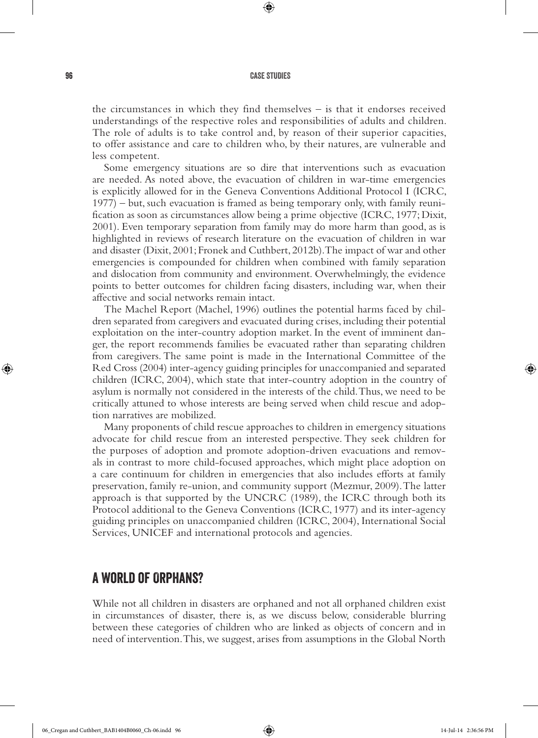the circumstances in which they find themselves – is that it endorses received understandings of the respective roles and responsibilities of adults and children. The role of adults is to take control and, by reason of their superior capacities, to offer assistance and care to children who, by their natures, are vulnerable and less competent.

Some emergency situations are so dire that interventions such as evacuation are needed. As noted above, the evacuation of children in war-time emergencies is explicitly allowed for in the Geneva Conventions Additional Protocol I (ICRC, 1977) – but, such evacuation is framed as being temporary only, with family reunification as soon as circumstances allow being a prime objective (ICRC, 1977; Dixit, 2001). Even temporary separation from family may do more harm than good, as is highlighted in reviews of research literature on the evacuation of children in war and disaster (Dixit, 2001; Fronek and Cuthbert, 2012b). The impact of war and other emergencies is compounded for children when combined with family separation and dislocation from community and environment. Overwhelmingly, the evidence points to better outcomes for children facing disasters, including war, when their affective and social networks remain intact.

The Machel Report (Machel, 1996) outlines the potential harms faced by children separated from caregivers and evacuated during crises, including their potential exploitation on the inter-country adoption market. In the event of imminent danger, the report recommends families be evacuated rather than separating children from caregivers. The same point is made in the International Committee of the Red Cross (2004) inter-agency guiding principles for unaccompanied and separated children (ICRC, 2004), which state that inter-country adoption in the country of asylum is normally not considered in the interests of the child. Thus, we need to be critically attuned to whose interests are being served when child rescue and adoption narratives are mobilized.

Many proponents of child rescue approaches to children in emergency situations advocate for child rescue from an interested perspective. They seek children for the purposes of adoption and promote adoption-driven evacuations and removals in contrast to more child-focused approaches, which might place adoption on a care continuum for children in emergencies that also includes efforts at family preservation, family re-union, and community support (Mezmur, 2009). The latter approach is that supported by the UNCRC (1989), the ICRC through both its Protocol additional to the Geneva Conventions (ICRC, 1977) and its inter-agency guiding principles on unaccompanied children (ICRC, 2004), International Social Services, UNICEF and international protocols and agencies.

## A WORLD OF ORPHANS?

While not all children in disasters are orphaned and not all orphaned children exist in circumstances of disaster, there is, as we discuss below, considerable blurring between these categories of children who are linked as objects of concern and in need of intervention. This, we suggest, arises from assumptions in the Global North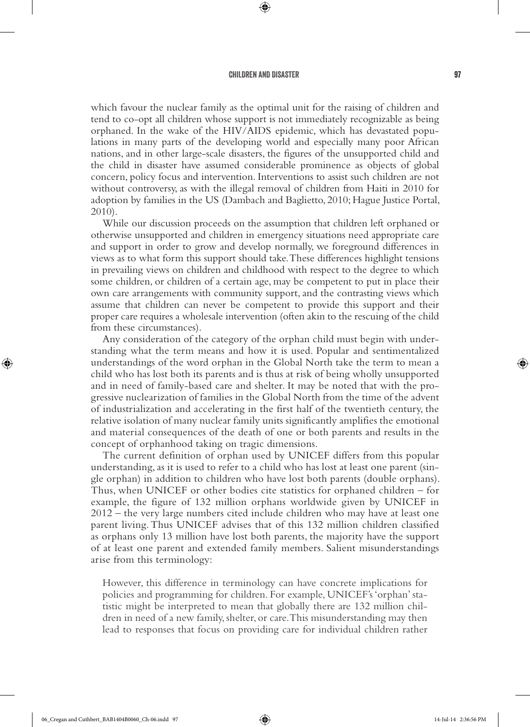which favour the nuclear family as the optimal unit for the raising of children and tend to co-opt all children whose support is not immediately recognizable as being orphaned. In the wake of the HIV/AIDS epidemic, which has devastated populations in many parts of the developing world and especially many poor African nations, and in other large-scale disasters, the figures of the unsupported child and the child in disaster have assumed considerable prominence as objects of global concern, policy focus and intervention. Interventions to assist such children are not without controversy, as with the illegal removal of children from Haiti in 2010 for adoption by families in the US (Dambach and Baglietto, 2010; Hague Justice Portal, 2010).

While our discussion proceeds on the assumption that children left orphaned or otherwise unsupported and children in emergency situations need appropriate care and support in order to grow and develop normally, we foreground differences in views as to what form this support should take. These differences highlight tensions in prevailing views on children and childhood with respect to the degree to which some children, or children of a certain age, may be competent to put in place their own care arrangements with community support, and the contrasting views which assume that children can never be competent to provide this support and their proper care requires a wholesale intervention (often akin to the rescuing of the child from these circumstances).

Any consideration of the category of the orphan child must begin with understanding what the term means and how it is used. Popular and sentimentalized understandings of the word orphan in the Global North take the term to mean a child who has lost both its parents and is thus at risk of being wholly unsupported and in need of family-based care and shelter. It may be noted that with the progressive nuclearization of families in the Global North from the time of the advent of industrialization and accelerating in the first half of the twentieth century, the relative isolation of many nuclear family units significantly amplifies the emotional and material consequences of the death of one or both parents and results in the concept of orphanhood taking on tragic dimensions.

The current definition of orphan used by UNICEF differs from this popular understanding, as it is used to refer to a child who has lost at least one parent (single orphan) in addition to children who have lost both parents (double orphans). Thus, when UNICEF or other bodies cite statistics for orphaned children – for example, the figure of 132 million orphans worldwide given by UNICEF in 2012 – the very large numbers cited include children who may have at least one parent living. Thus UNICEF advises that of this 132 million children classified as orphans only 13 million have lost both parents, the majority have the support of at least one parent and extended family members. Salient misunderstandings arise from this terminology:

> However, this difference in terminology can have concrete implications for policies and programming for children. For example, UNICEF's 'orphan' statistic might be interpreted to mean that globally there are 132 million children in need of a new family, shelter, or care. This misunderstanding may then lead to responses that focus on providing care for individual children rather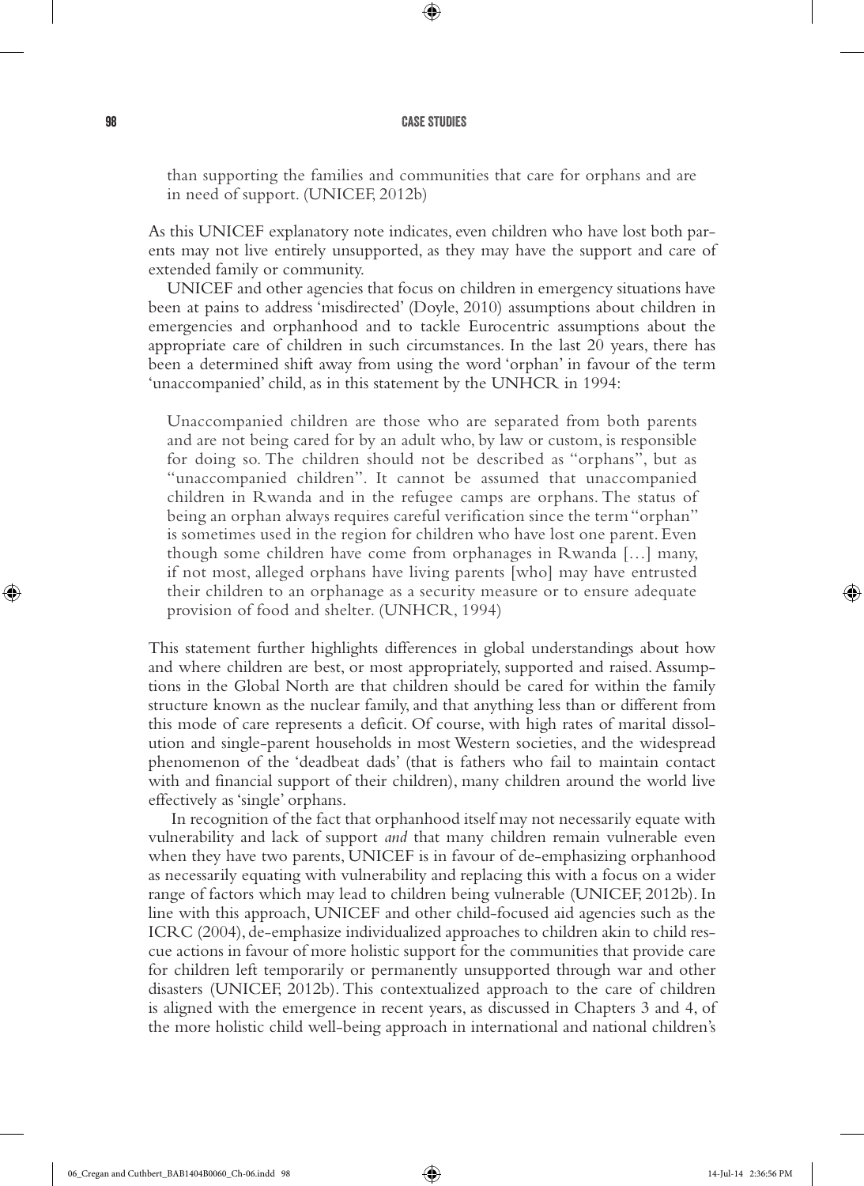than supporting the families and communities that care for orphans and are in need of support. (UNICEF, 2012b)

As this UNICEF explanatory note indicates, even children who have lost both parents may not live entirely unsupported, as they may have the support and care of extended family or community.

UNICEF and other agencies that focus on children in emergency situations have been at pains to address 'misdirected' (Doyle, 2010) assumptions about children in emergencies and orphanhood and to tackle Eurocentric assumptions about the appropriate care of children in such circumstances. In the last 20 years, there has been a determined shift away from using the word 'orphan' in favour of the term 'unaccompanied' child, as in this statement by the UNHCR in 1994:

> Unaccompanied children are those who are separated from both parents and are not being cared for by an adult who, by law or custom, is responsible for doing so. The children should not be described as "orphans", but as "unaccompanied children". It cannot be assumed that unaccompanied children in Rwanda and in the refugee camps are orphans. The status of being an orphan always requires careful verification since the term "orphan" is sometimes used in the region for children who have lost one parent. Even though some children have come from orphanages in Rwanda [...] many, if not most, alleged orphans have living parents [who] may have entrusted their children to an orphanage as a security measure or to ensure adequate provision of food and shelter. (UNHCR, 1994)

This statement further highlights differences in global understandings about how and where children are best, or most appropriately, supported and raised. Assumptions in the Global North are that children should be cared for within the family structure known as the nuclear family, and that anything less than or different from this mode of care represents a deficit. Of course, with high rates of marital dissolution and single-parent households in most Western societies, and the widespread phenomenon of the 'deadbeat dads' (that is fathers who fail to maintain contact with and financial support of their children), many children around the world live effectively as 'single' orphans.

In recognition of the fact that orphanhood itself may not necessarily equate with vulnerability and lack of support *and* that many children remain vulnerable even when they have two parents, UNICEF is in favour of de-emphasizing orphanhood as necessarily equating with vulnerability and replacing this with a focus on a wider range of factors which may lead to children being vulnerable (UNICEF, 2012b). In line with this approach, UNICEF and other child-focused aid agencies such as the ICRC (2004), de-emphasize individualized approaches to children akin to child rescue actions in favour of more holistic support for the communities that provide care for children left temporarily or permanently unsupported through war and other disasters (UNICEF, 2012b). This contextualized approach to the care of children is aligned with the emergence in recent years, as discussed in Chapters 3 and 4, of the more holistic child well-being approach in international and national children's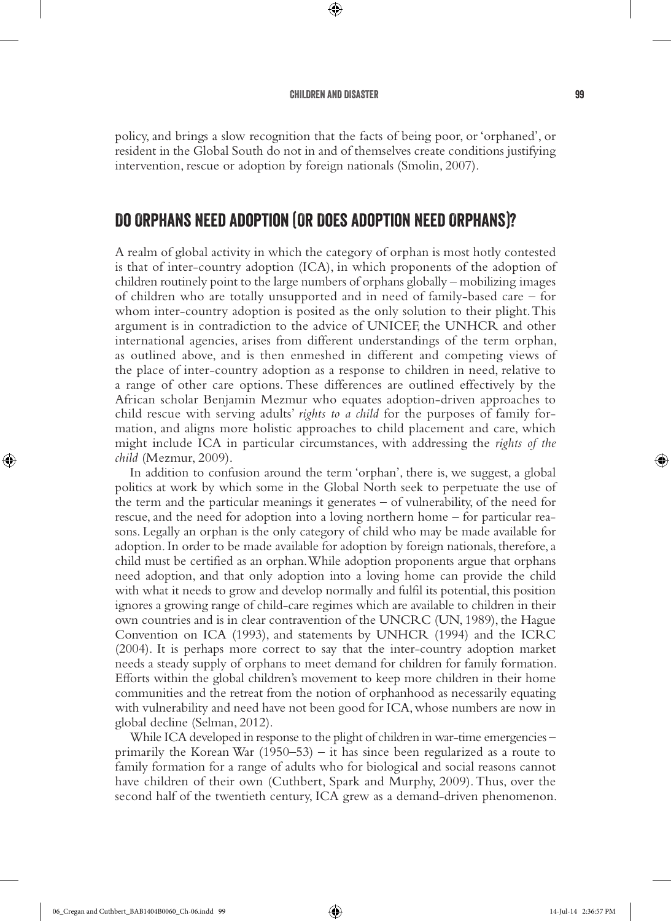policy, and brings a slow recognition that the facts of being poor, or 'orphaned', or resident in the Global South do not in and of themselves create conditions justifying intervention, rescue or adoption by foreign nationals (Smolin, 2007).

## DO ORPHANS NEED ADOPTION (OR DOES ADOPTION NEED ORPHANS)?

A realm of global activity in which the category of orphan is most hotly contested is that of inter-country adoption (ICA), in which proponents of the adoption of children routinely point to the large numbers of orphans globally – mobilizing images of children who are totally unsupported and in need of family-based care – for whom inter-country adoption is posited as the only solution to their plight. This argument is in contradiction to the advice of UNICEF, the UNHCR and other international agencies, arises from different understandings of the term orphan, as outlined above, and is then enmeshed in different and competing views of the place of inter-country adoption as a response to children in need, relative to a range of other care options. These differences are outlined effectively by the African scholar Benjamin Mezmur who equates adoption-driven approaches to child rescue with serving adults' *rights to a child* for the purposes of family formation, and aligns more holistic approaches to child placement and care, which might include ICA in particular circumstances, with addressing the *rights of the child* (Mezmur, 2009).

In addition to confusion around the term 'orphan', there is, we suggest, a global politics at work by which some in the Global North seek to perpetuate the use of the term and the particular meanings it generates – of vulnerability, of the need for rescue, and the need for adoption into a loving northern home – for particular reasons. Legally an orphan is the only category of child who may be made available for adoption. In order to be made available for adoption by foreign nationals, therefore, a child must be certified as an orphan. While adoption proponents argue that orphans need adoption, and that only adoption into a loving home can provide the child with what it needs to grow and develop normally and fulfil its potential, this position ignores a growing range of child-care regimes which are available to children in their own countries and is in clear contravention of the UNCRC (UN, 1989), the Hague Convention on ICA (1993), and statements by UNHCR (1994) and the ICRC (2004). It is perhaps more correct to say that the inter-country adoption market needs a steady supply of orphans to meet demand for children for family formation. Efforts within the global children's movement to keep more children in their home communities and the retreat from the notion of orphanhood as necessarily equating with vulnerability and need have not been good for ICA, whose numbers are now in global decline (Selman, 2012).

While ICA developed in response to the plight of children in war-time emergencies – primarily the Korean War (1950–53) – it has since been regularized as a route to family formation for a range of adults who for biological and social reasons cannot have children of their own (Cuthbert, Spark and Murphy, 2009). Thus, over the second half of the twentieth century, ICA grew as a demand-driven phenomenon.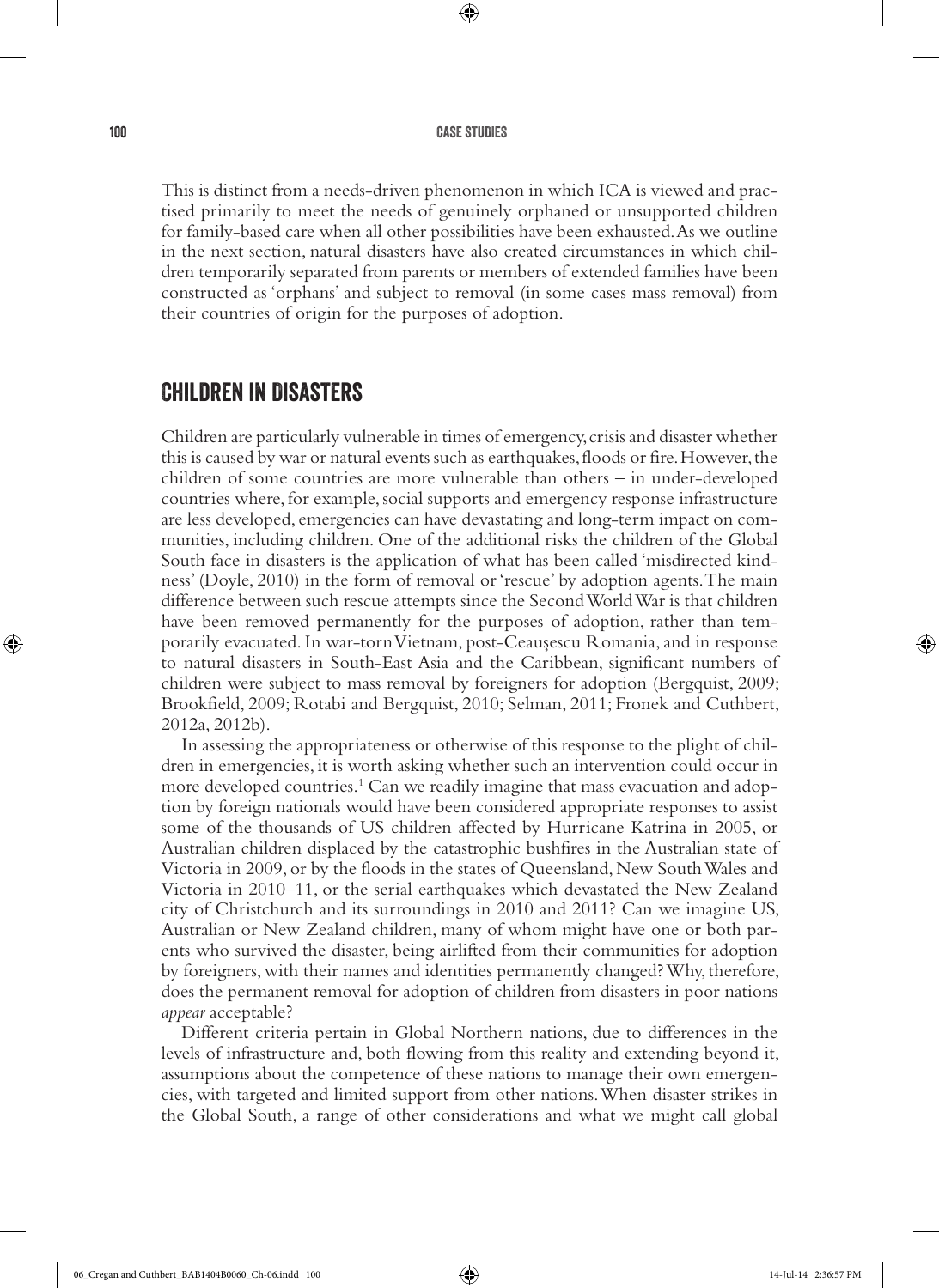This is distinct from a needs-driven phenomenon in which ICA is viewed and practised primarily to meet the needs of genuinely orphaned or unsupported children for family-based care when all other possibilities have been exhausted. As we outline in the next section, natural disasters have also created circumstances in which children temporarily separated from parents or members of extended families have been constructed as 'orphans' and subject to removal (in some cases mass removal) from their countries of origin for the purposes of adoption.

## CHILDREN IN DISASTERS

Children are particularly vulnerable in times of emergency, crisis and disaster whether this is caused by war or natural events such as earthquakes, floods or fire. However, the children of some countries are more vulnerable than others – in under-developed countries where, for example, social supports and emergency response infrastructure are less developed, emergencies can have devastating and long-term impact on communities, including children. One of the additional risks the children of the Global South face in disasters is the application of what has been called 'misdirected kindness' (Doyle, 2010) in the form of removal or 'rescue' by adoption agents. The main difference between such rescue attempts since the Second World War is that children have been removed permanently for the purposes of adoption, rather than temporarily evacuated. In war-torn Vietnam, post-Ceaușescu Romania, and in response to natural disasters in South-East Asia and the Caribbean, significant numbers of children were subject to mass removal by foreigners for adoption (Bergquist, 2009; Brookfield, 2009; Rotabi and Bergquist, 2010; Selman, 2011; Fronek and Cuthbert, 2012a, 2012b).

In assessing the appropriateness or otherwise of this response to the plight of children in emergencies, it is worth asking whether such an intervention could occur in more developed countries.[1] Can we readily imagine that mass evacuation and adoption by foreign nationals would have been considered appropriate responses to assist some of the thousands of US children affected by Hurricane Katrina in 2005, or Australian children displaced by the catastrophic bushfires in the Australian state of Victoria in 2009, or by the floods in the states of Queensland, New South Wales and Victoria in 2010–11, or the serial earthquakes which devastated the New Zealand city of Christchurch and its surroundings in 2010 and 2011? Can we imagine US, Australian or New Zealand children, many of whom might have one or both parents who survived the disaster, being airlifted from their communities for adoption by foreigners, with their names and identities permanently changed? Why, therefore, does the permanent removal for adoption of children from disasters in poor nations *appear* acceptable?

Different criteria pertain in Global Northern nations, due to differences in the levels of infrastructure and, both flowing from this reality and extending beyond it, assumptions about the competence of these nations to manage their own emergencies, with targeted and limited support from other nations. When disaster strikes in the Global South, a range of other considerations and what we might call global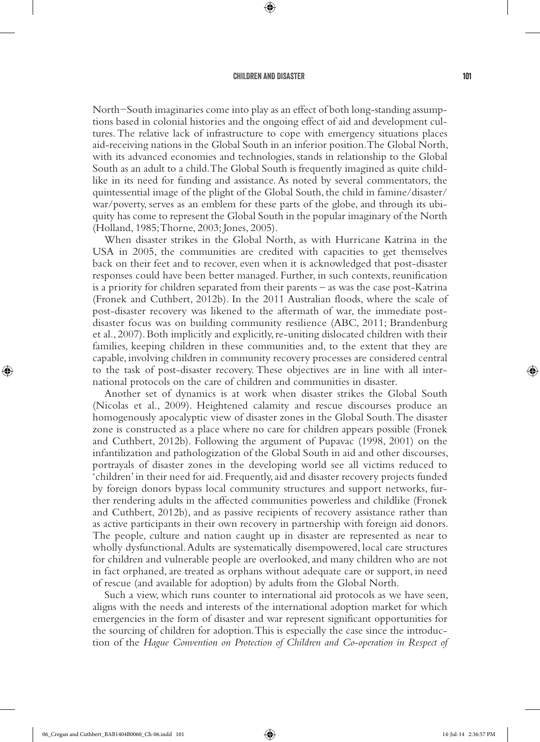North–South imaginaries come into play as an effect of both long-standing assumptions based in colonial histories and the ongoing effect of aid and development cultures. The relative lack of infrastructure to cope with emergency situations places aid-receiving nations in the Global South in an inferior position. The Global North, with its advanced economies and technologies, stands in relationship to the Global South as an adult to a child. The Global South is frequently imagined as quite childlike in its need for funding and assistance. As noted by several commentators, the quintessential image of the plight of the Global South, the child in famine/disaster/war/poverty, serves as an emblem for these parts of the globe, and through its ubiquity has come to represent the Global South in the popular imaginary of the North (Holland, 1985; Thorne, 2003; Jones, 2005).

When disaster strikes in the Global North, as with Hurricane Katrina in the USA in 2005, the communities are credited with capacities to get themselves back on their feet and to recover, even when it is acknowledged that post-disaster responses could have been better managed. Further, in such contexts, reunification is a priority for children separated from their parents – as was the case post-Katrina (Fronek and Cuthbert, 2012b). In the 2011 Australian floods, where the scale of post-disaster recovery was likened to the aftermath of war, the immediate post-disaster focus was on building community resilience (ABC, 2011; Brandenburg et al., 2007). Both implicitly and explicitly, re-uniting dislocated children with their families, keeping children in these communities and, to the extent that they are capable, involving children in community recovery processes are considered central to the task of post-disaster recovery. These objectives are in line with all international protocols on the care of children and communities in disaster.

Another set of dynamics is at work when disaster strikes the Global South (Nicolas et al., 2009). Heightened calamity and rescue discourses produce an homogenously apocalyptic view of disaster zones in the Global South. The disaster zone is constructed as a place where no care for children appears possible (Fronek and Cuthbert, 2012b). Following the argument of Pupavac (1998, 2001) on the infantilization and pathologization of the Global South in aid and other discourses, portrayals of disaster zones in the developing world see all victims reduced to 'children' in their need for aid. Frequently, aid and disaster recovery projects funded by foreign donors bypass local community structures and support networks, further rendering adults in the affected communities powerless and childlike (Fronek and Cuthbert, 2012b), and as passive recipients of recovery assistance rather than as active participants in their own recovery in partnership with foreign aid donors. The people, culture and nation caught up in disaster are represented as near to wholly dysfunctional. Adults are systematically disempowered, local care structures for children and vulnerable people are overlooked, and many children who are not in fact orphaned, are treated as orphans without adequate care or support, in need of rescue (and available for adoption) by adults from the Global North.

Such a view, which runs counter to international aid protocols as we have seen, aligns with the needs and interests of the international adoption market for which emergencies in the form of disaster and war represent significant opportunities for the sourcing of children for adoption. This is especially the case since the introduction of the *Hague Convention on Protection of Children and Co-operation in Respect of*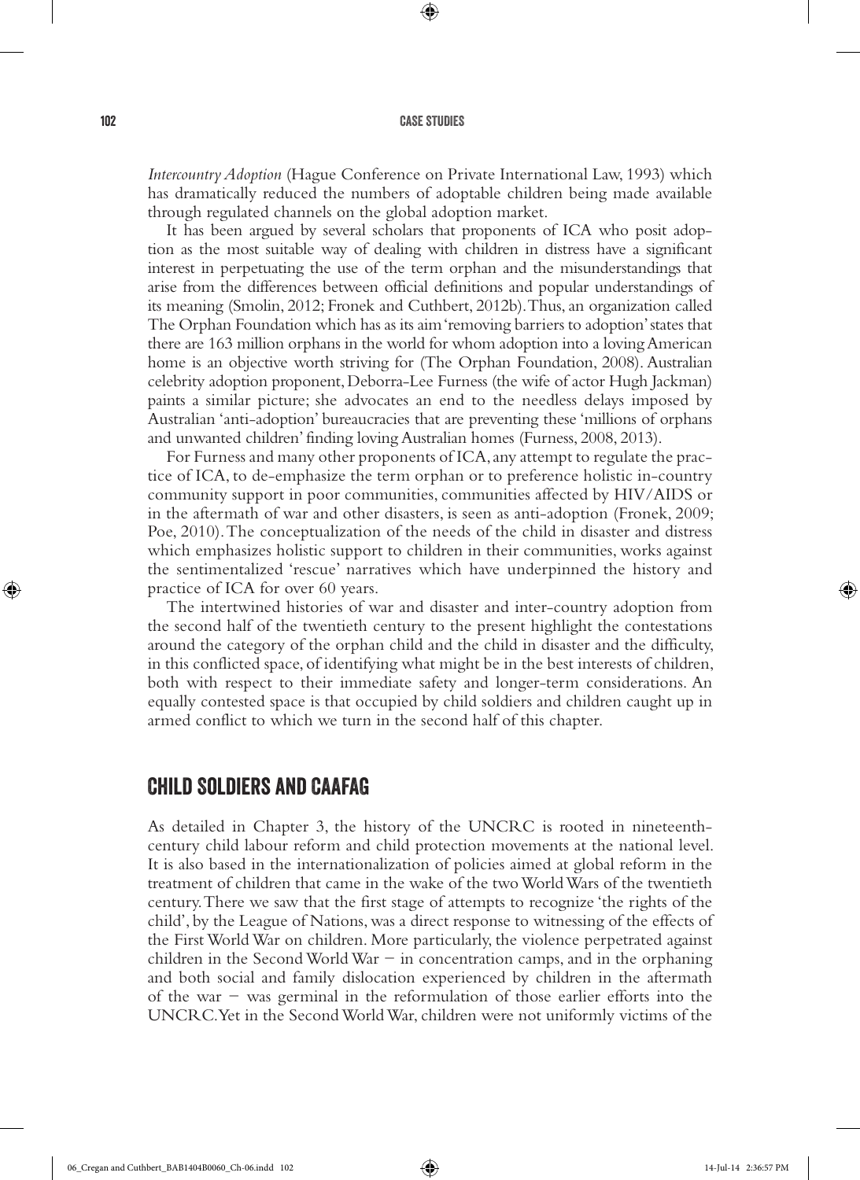*Intercountry Adoption* (Hague Conference on Private International Law, 1993) which has dramatically reduced the numbers of adoptable children being made available through regulated channels on the global adoption market.

It has been argued by several scholars that proponents of ICA who posit adoption as the most suitable way of dealing with children in distress have a significant interest in perpetuating the use of the term orphan and the misunderstandings that arise from the differences between official definitions and popular understandings of its meaning (Smolin, 2012; Fronek and Cuthbert, 2012b). Thus, an organization called The Orphan Foundation which has as its aim 'removing barriers to adoption' states that there are 163 million orphans in the world for whom adoption into a loving American home is an objective worth striving for (The Orphan Foundation, 2008). Australian celebrity adoption proponent, Deborra-Lee Furness (the wife of actor Hugh Jackman) paints a similar picture; she advocates an end to the needless delays imposed by Australian 'anti-adoption' bureaucracies that are preventing these 'millions of orphans and unwanted children' finding loving Australian homes (Furness, 2008, 2013).

For Furness and many other proponents of ICA, any attempt to regulate the practice of ICA, to de-emphasize the term orphan or to preference holistic in-country community support in poor communities, communities affected by HIV/AIDS or in the aftermath of war and other disasters, is seen as anti-adoption (Fronek, 2009; Poe, 2010). The conceptualization of the needs of the child in disaster and distress which emphasizes holistic support to children in their communities, works against the sentimentalized 'rescue' narratives which have underpinned the history and practice of ICA for over 60 years.

The intertwined histories of war and disaster and inter-country adoption from the second half of the twentieth century to the present highlight the contestations around the category of the orphan child and the child in disaster and the difficulty, in this conflicted space, of identifying what might be in the best interests of children, both with respect to their immediate safety and longer-term considerations. An equally contested space is that occupied by child soldiers and children caught up in armed conflict to which we turn in the second half of this chapter.

## CHILD SOLDIERS AND CAAFAG

As detailed in Chapter 3, the history of the UNCRC is rooted in nineteenth-century child labour reform and child protection movements at the national level. It is also based in the internationalization of policies aimed at global reform in the treatment of children that came in the wake of the two World Wars of the twentieth century. There we saw that the first stage of attempts to recognize 'the rights of the child', by the League of Nations, was a direct response to witnessing of the effects of the First World War on children. More particularly, the violence perpetrated against children in the Second World War – in concentration camps, and in the orphaning and both social and family dislocation experienced by children in the aftermath of the war – was germinal in the reformulation of those earlier efforts into the UNCRC. Yet in the Second World War, children were not uniformly victims of the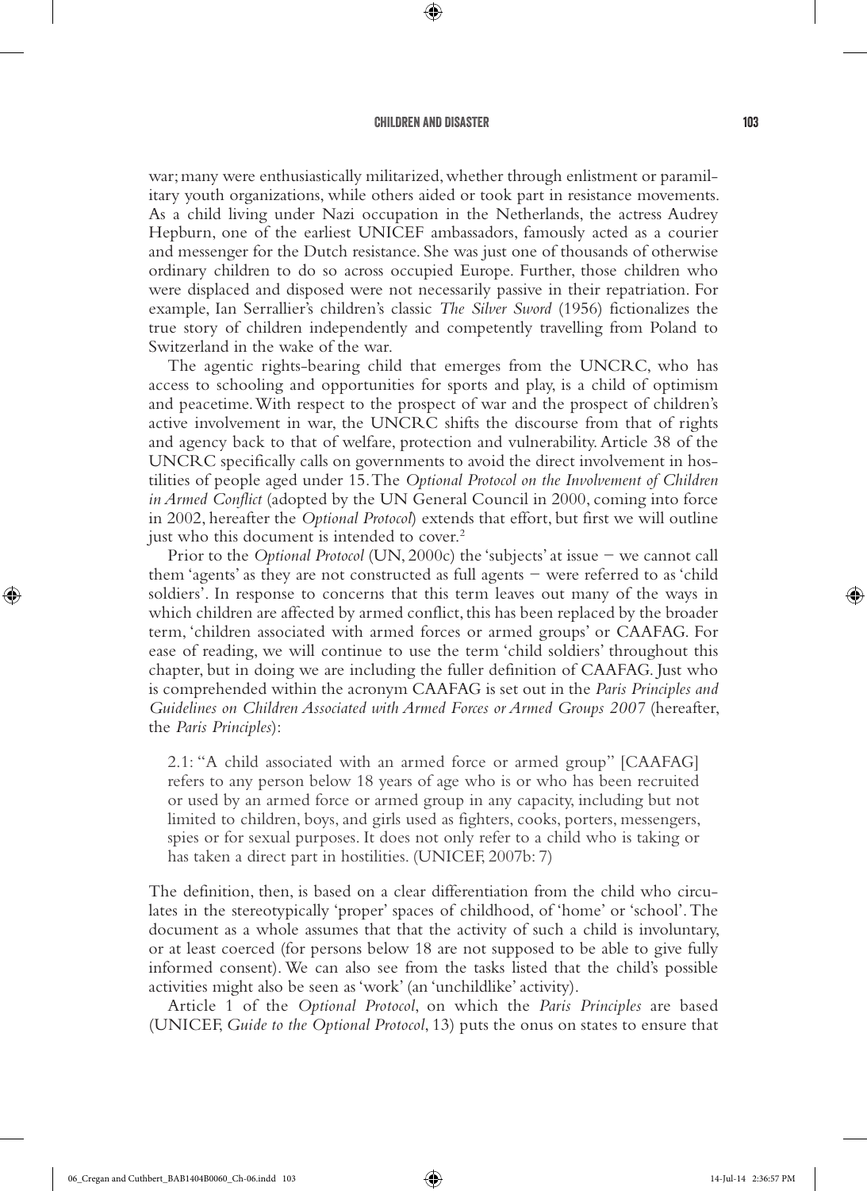war; many were enthusiastically militarized, whether through enlistment or paramilitary youth organizations, while others aided or took part in resistance movements. As a child living under Nazi occupation in the Netherlands, the actress Audrey Hepburn, one of the earliest UNICEF ambassadors, famously acted as a courier and messenger for the Dutch resistance. She was just one of thousands of otherwise ordinary children to do so across occupied Europe. Further, those children who were displaced and disposed were not necessarily passive in their repatriation. For example, Ian Serrallier's children's classic *The Silver Sword* (1956) fictionalizes the true story of children independently and competently travelling from Poland to Switzerland in the wake of the war.

The agentic rights-bearing child that emerges from the UNCRC, who has access to schooling and opportunities for sports and play, is a child of optimism and peacetime. With respect to the prospect of war and the prospect of children's active involvement in war, the UNCRC shifts the discourse from that of rights and agency back to that of welfare, protection and vulnerability. Article 38 of the UNCRC specifically calls on governments to avoid the direct involvement in hostilities of people aged under 15. The *Optional Protocol on the Involvement of Children in Armed Conflict* (adopted by the UN General Council in 2000, coming into force in 2002, hereafter the *Optional Protocol*) extends that effort, but first we will outline just who this document is intended to cover.[2]

Prior to the *Optional Protocol* (UN, 2000c) the 'subjects' at issue – we cannot call them 'agents' as they are not constructed as full agents – were referred to as 'child soldiers'. In response to concerns that this term leaves out many of the ways in which children are affected by armed conflict, this has been replaced by the broader term, 'children associated with armed forces or armed groups' or CAAFAG. For ease of reading, we will continue to use the term 'child soldiers' throughout this chapter, but in doing we are including the fuller definition of CAAFAG. Just who is comprehended within the acronym CAAFAG is set out in the *Paris Principles and Guidelines on Children Associated with Armed Forces or Armed Groups 2007* (hereafter, the *Paris Principles*):

> 2.1: "A child associated with an armed force or armed group" [CAAFAG] refers to any person below 18 years of age who is or who has been recruited or used by an armed force or armed group in any capacity, including but not limited to children, boys, and girls used as fighters, cooks, porters, messengers, spies or for sexual purposes. It does not only refer to a child who is taking or has taken a direct part in hostilities. (UNICEF, 2007b: 7)

The definition, then, is based on a clear differentiation from the child who circulates in the stereotypically 'proper' spaces of childhood, of 'home' or 'school'. The document as a whole assumes that that the activity of such a child is involuntary, or at least coerced (for persons below 18 are not supposed to be able to give fully informed consent). We can also see from the tasks listed that the child's possible activities might also be seen as 'work' (an 'unchildlike' activity).

Article 1 of the *Optional Protocol*, on which the *Paris Principles* are based (UNICEF, *Guide to the Optional Protocol*, 13) puts the onus on states to ensure that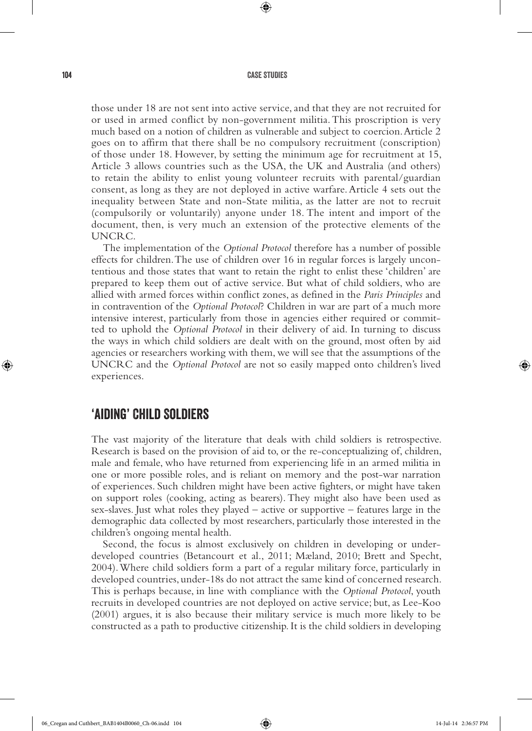those under 18 are not sent into active service, and that they are not recruited for or used in armed conflict by non-government militia. This proscription is very much based on a notion of children as vulnerable and subject to coercion. Article 2 goes on to affirm that there shall be no compulsory recruitment (conscription) of those under 18. However, by setting the minimum age for recruitment at 15, Article 3 allows countries such as the USA, the UK and Australia (and others) to retain the ability to enlist young volunteer recruits with parental/guardian consent, as long as they are not deployed in active warfare. Article 4 sets out the inequality between State and non-State militia, as the latter are not to recruit (compulsorily or voluntarily) anyone under 18. The intent and import of the document, then, is very much an extension of the protective elements of the UNCRC.

The implementation of the *Optional Protocol* therefore has a number of possible effects for children. The use of children over 16 in regular forces is largely uncontentious and those states that want to retain the right to enlist these 'children' are prepared to keep them out of active service. But what of child soldiers, who are allied with armed forces within conflict zones, as defined in the *Paris Principles* and in contravention of the *Optional Protocol*? Children in war are part of a much more intensive interest, particularly from those in agencies either required or committed to uphold the *Optional Protocol* in their delivery of aid. In turning to discuss the ways in which child soldiers are dealt with on the ground, most often by aid agencies or researchers working with them, we will see that the assumptions of the UNCRC and the *Optional Protocol* are not so easily mapped onto children's lived experiences.

## 'Aiding' Child Soldiers

The vast majority of the literature that deals with child soldiers is retrospective. Research is based on the provision of aid to, or the re-conceptualizing of, children, male and female, who have returned from experiencing life in an armed militia in one or more possible roles, and is reliant on memory and the post-war narration of experiences. Such children might have been active fighters, or might have taken on support roles (cooking, acting as bearers). They might also have been used as sex-slaves. Just what roles they played – active or supportive – features large in the demographic data collected by most researchers, particularly those interested in the children's ongoing mental health.

Second, the focus is almost exclusively on children in developing or under-developed countries (Betancourt et al., 2011; Mæland, 2010; Brett and Specht, 2004). Where child soldiers form a part of a regular military force, particularly in developed countries, under-18s do not attract the same kind of concerned research. This is perhaps because, in line with compliance with the *Optional Protocol*, youth recruits in developed countries are not deployed on active service; but, as Lee-Koo (2001) argues, it is also because their military service is much more likely to be constructed as a path to productive citizenship. It is the child soldiers in developing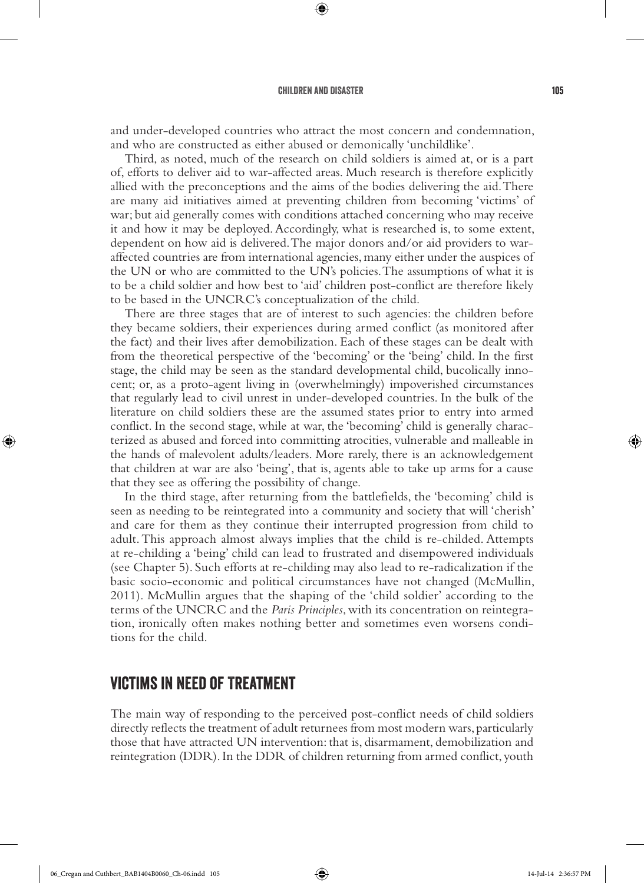and under-developed countries who attract the most concern and condemnation, and who are constructed as either abused or demonically 'unchildlike'.

Third, as noted, much of the research on child soldiers is aimed at, or is a part of, efforts to deliver aid to war-affected areas. Much research is therefore explicitly allied with the preconceptions and the aims of the bodies delivering the aid. There are many aid initiatives aimed at preventing children from becoming 'victims' of war; but aid generally comes with conditions attached concerning who may receive it and how it may be deployed. Accordingly, what is researched is, to some extent, dependent on how aid is delivered. The major donors and/or aid providers to war-affected countries are from international agencies, many either under the auspices of the UN or who are committed to the UN's policies. The assumptions of what it is to be a child soldier and how best to 'aid' children post-conflict are therefore likely to be based in the UNCRC's conceptualization of the child.

There are three stages that are of interest to such agencies: the children before they became soldiers, their experiences during armed conflict (as monitored after the fact) and their lives after demobilization. Each of these stages can be dealt with from the theoretical perspective of the 'becoming' or the 'being' child. In the first stage, the child may be seen as the standard developmental child, bucolically innocent; or, as a proto-agent living in (overwhelmingly) impoverished circumstances that regularly lead to civil unrest in under-developed countries. In the bulk of the literature on child soldiers these are the assumed states prior to entry into armed conflict. In the second stage, while at war, the 'becoming' child is generally characterized as abused and forced into committing atrocities, vulnerable and malleable in the hands of malevolent adults/leaders. More rarely, there is an acknowledgement that children at war are also 'being', that is, agents able to take up arms for a cause that they see as offering the possibility of change.

In the third stage, after returning from the battlefields, the 'becoming' child is seen as needing to be reintegrated into a community and society that will 'cherish' and care for them as they continue their interrupted progression from child to adult. This approach almost always implies that the child is re-childed. Attempts at re-childing a 'being' child can lead to frustrated and disempowered individuals (see Chapter 5). Such efforts at re-childing may also lead to re-radicalization if the basic socio-economic and political circumstances have not changed (McMullin, 2011). McMullin argues that the shaping of the 'child soldier' according to the terms of the UNCRC and the *Paris Principles*, with its concentration on reintegration, ironically often makes nothing better and sometimes even worsens conditions for the child.

## VICTIMS IN NEED OF TREATMENT

The main way of responding to the perceived post-conflict needs of child soldiers directly reflects the treatment of adult returnees from most modern wars, particularly those that have attracted UN intervention: that is, disarmament, demobilization and reintegration (DDR). In the DDR of children returning from armed conflict, youth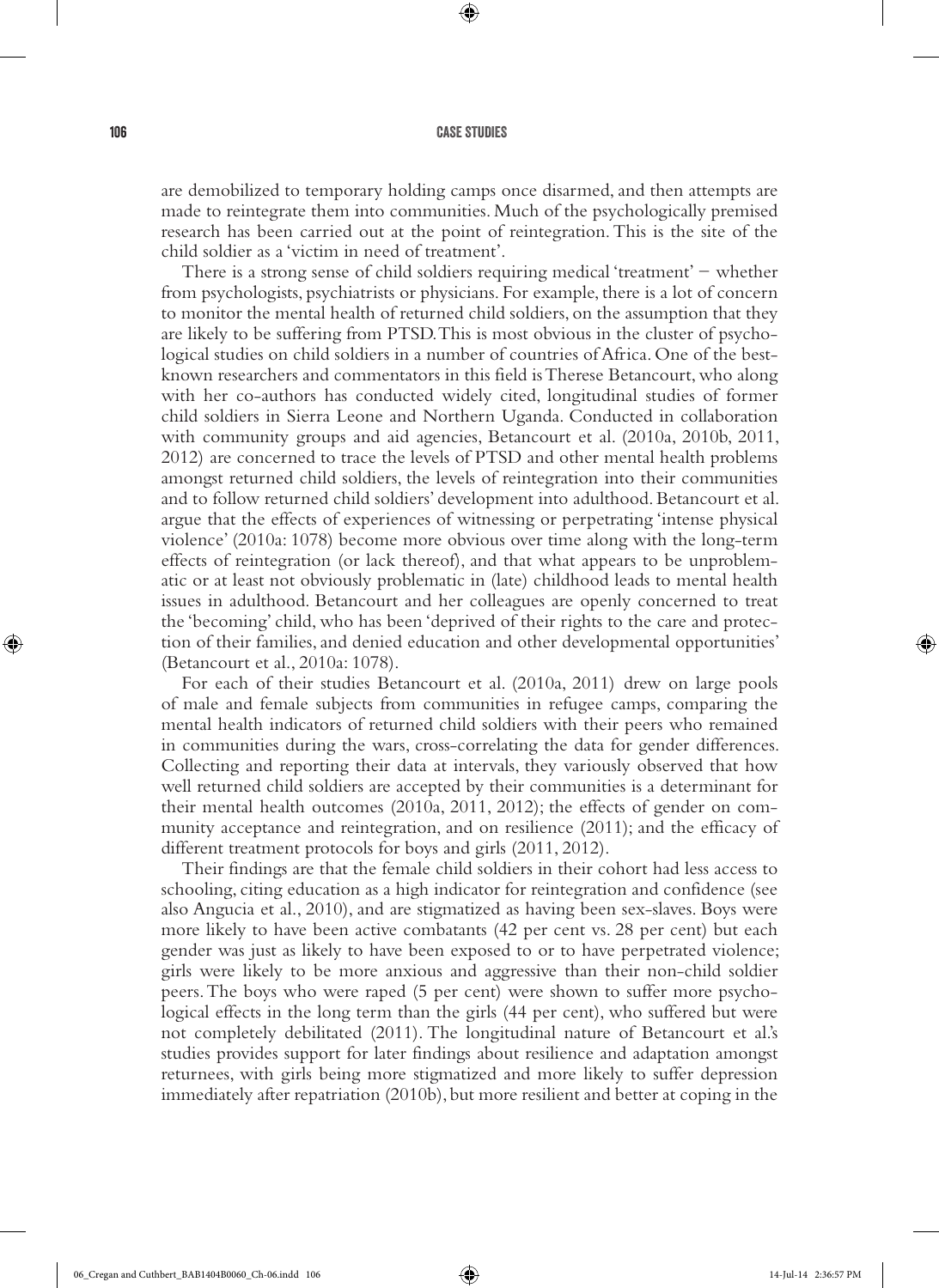are demobilized to temporary holding camps once disarmed, and then attempts are made to reintegrate them into communities. Much of the psychologically premised research has been carried out at the point of reintegration. This is the site of the child soldier as a 'victim in need of treatment'.

There is a strong sense of child soldiers requiring medical 'treatment' – whether from psychologists, psychiatrists or physicians. For example, there is a lot of concern to monitor the mental health of returned child soldiers, on the assumption that they are likely to be suffering from PTSD. This is most obvious in the cluster of psychological studies on child soldiers in a number of countries of Africa. One of the best-known researchers and commentators in this field is Therese Betancourt, who along with her co-authors has conducted widely cited, longitudinal studies of former child soldiers in Sierra Leone and Northern Uganda. Conducted in collaboration with community groups and aid agencies, Betancourt et al. (2010a, 2010b, 2011, 2012) are concerned to trace the levels of PTSD and other mental health problems amongst returned child soldiers, the levels of reintegration into their communities and to follow returned child soldiers' development into adulthood. Betancourt et al. argue that the effects of experiences of witnessing or perpetrating 'intense physical violence' (2010a: 1078) become more obvious over time along with the long-term effects of reintegration (or lack thereof), and that what appears to be unproblematic or at least not obviously problematic in (late) childhood leads to mental health issues in adulthood. Betancourt and her colleagues are openly concerned to treat the 'becoming' child, who has been 'deprived of their rights to the care and protection of their families, and denied education and other developmental opportunities' (Betancourt et al., 2010a: 1078).

For each of their studies Betancourt et al. (2010a, 2011) drew on large pools of male and female subjects from communities in refugee camps, comparing the mental health indicators of returned child soldiers with their peers who remained in communities during the wars, cross-correlating the data for gender differences. Collecting and reporting their data at intervals, they variously observed that how well returned child soldiers are accepted by their communities is a determinant for their mental health outcomes (2010a, 2011, 2012); the effects of gender on community acceptance and reintegration, and on resilience (2011); and the efficacy of different treatment protocols for boys and girls (2011, 2012).

Their findings are that the female child soldiers in their cohort had less access to schooling, citing education as a high indicator for reintegration and confidence (see also Angucia et al., 2010), and are stigmatized as having been sex-slaves. Boys were more likely to have been active combatants (42 per cent vs. 28 per cent) but each gender was just as likely to have been exposed to or to have perpetrated violence; girls were likely to be more anxious and aggressive than their non-child soldier peers. The boys who were raped (5 per cent) were shown to suffer more psychological effects in the long term than the girls (44 per cent), who suffered but were not completely debilitated (2011). The longitudinal nature of Betancourt et al.'s studies provides support for later findings about resilience and adaptation amongst returnees, with girls being more stigmatized and more likely to suffer depression immediately after repatriation (2010b), but more resilient and better at coping in the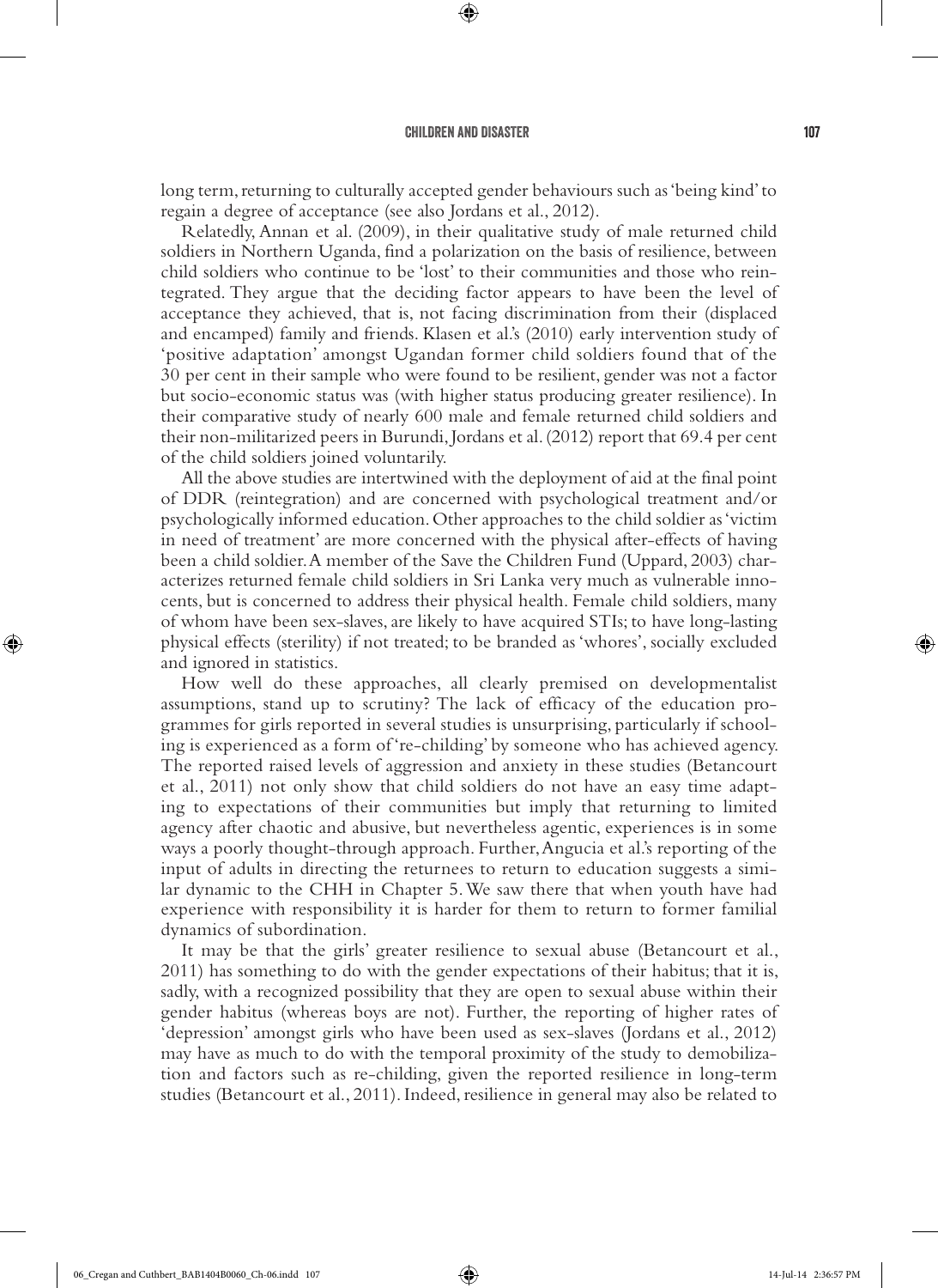long term, returning to culturally accepted gender behaviours such as 'being kind' to regain a degree of acceptance (see also Jordans et al., 2012).

Relatedly, Annan et al. (2009), in their qualitative study of male returned child soldiers in Northern Uganda, find a polarization on the basis of resilience, between child soldiers who continue to be 'lost' to their communities and those who reintegrated. They argue that the deciding factor appears to have been the level of acceptance they achieved, that is, not facing discrimination from their (displaced and encamped) family and friends. Klasen et al.'s (2010) early intervention study of 'positive adaptation' amongst Ugandan former child soldiers found that of the 30 per cent in their sample who were found to be resilient, gender was not a factor but socio-economic status was (with higher status producing greater resilience). In their comparative study of nearly 600 male and female returned child soldiers and their non-militarized peers in Burundi, Jordans et al. (2012) report that 69.4 per cent of the child soldiers joined voluntarily.

All the above studies are intertwined with the deployment of aid at the final point of DDR (reintegration) and are concerned with psychological treatment and/or psychologically informed education. Other approaches to the child soldier as 'victim in need of treatment' are more concerned with the physical after-effects of having been a child soldier. A member of the Save the Children Fund (Uppard, 2003) characterizes returned female child soldiers in Sri Lanka very much as vulnerable innocents, but is concerned to address their physical health. Female child soldiers, many of whom have been sex-slaves, are likely to have acquired STIs; to have long-lasting physical effects (sterility) if not treated; to be branded as 'whores', socially excluded and ignored in statistics.

How well do these approaches, all clearly premised on developmentalist assumptions, stand up to scrutiny? The lack of efficacy of the education programmes for girls reported in several studies is unsurprising, particularly if schooling is experienced as a form of 're-childing' by someone who has achieved agency. The reported raised levels of aggression and anxiety in these studies (Betancourt et al., 2011) not only show that child soldiers do not have an easy time adapting to expectations of their communities but imply that returning to limited agency after chaotic and abusive, but nevertheless agentic, experiences is in some ways a poorly thought-through approach. Further, Angucia et al.'s reporting of the input of adults in directing the returnees to return to education suggests a similar dynamic to the CHH in Chapter 5. We saw there that when youth have had experience with responsibility it is harder for them to return to former familial dynamics of subordination.

It may be that the girls' greater resilience to sexual abuse (Betancourt et al., 2011) has something to do with the gender expectations of their habitus; that it is, sadly, with a recognized possibility that they are open to sexual abuse within their gender habitus (whereas boys are not). Further, the reporting of higher rates of 'depression' amongst girls who have been used as sex-slaves (Jordans et al., 2012) may have as much to do with the temporal proximity of the study to demobilization and factors such as re-childing, given the reported resilience in long-term studies (Betancourt et al., 2011). Indeed, resilience in general may also be related to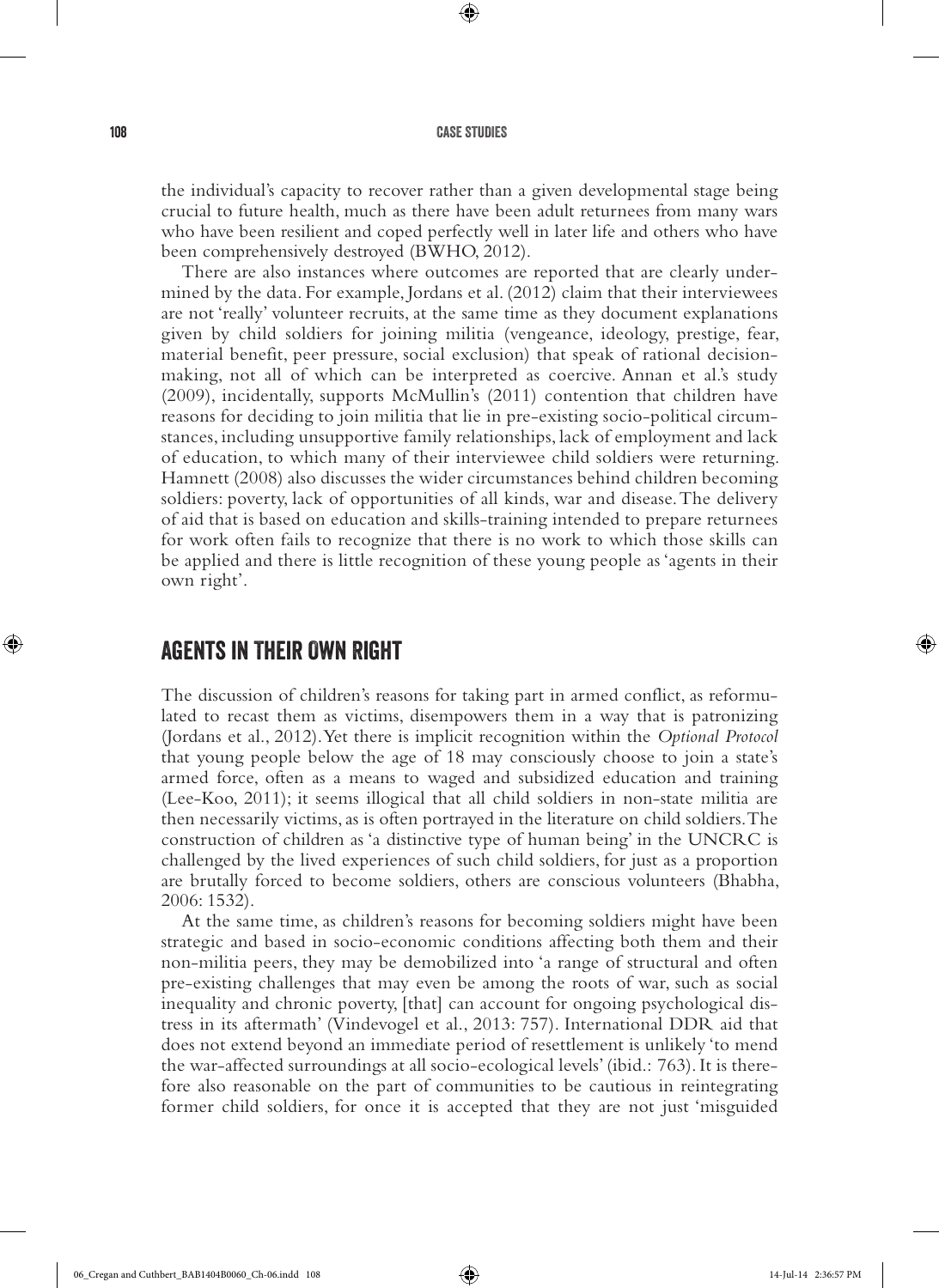the individual's capacity to recover rather than a given developmental stage being crucial to future health, much as there have been adult returnees from many wars who have been resilient and coped perfectly well in later life and others who have been comprehensively destroyed (BWHO, 2012).

There are also instances where outcomes are reported that are clearly undermined by the data. For example, Jordans et al. (2012) claim that their interviewees are not 'really' volunteer recruits, at the same time as they document explanations given by child soldiers for joining militia (vengeance, ideology, prestige, fear, material benefit, peer pressure, social exclusion) that speak of rational decision-making, not all of which can be interpreted as coercive. Annan et al.'s study (2009), incidentally, supports McMullin's (2011) contention that children have reasons for deciding to join militia that lie in pre-existing socio-political circumstances, including unsupportive family relationships, lack of employment and lack of education, to which many of their interviewee child soldiers were returning. Hamnett (2008) also discusses the wider circumstances behind children becoming soldiers: poverty, lack of opportunities of all kinds, war and disease. The delivery of aid that is based on education and skills-training intended to prepare returnees for work often fails to recognize that there is no work to which those skills can be applied and there is little recognition of these young people as 'agents in their own right'.

## AGENTS IN THEIR OWN RIGHT

The discussion of children's reasons for taking part in armed conflict, as reformulated to recast them as victims, disempowers them in a way that is patronizing (Jordans et al., 2012). Yet there is implicit recognition within the *Optional Protocol* that young people below the age of 18 may consciously choose to join a state's armed force, often as a means to waged and subsidized education and training (Lee-Koo, 2011); it seems illogical that all child soldiers in non-state militia are then necessarily victims, as is often portrayed in the literature on child soldiers. The construction of children as 'a distinctive type of human being' in the UNCRC is challenged by the lived experiences of such child soldiers, for just as a proportion are brutally forced to become soldiers, others are conscious volunteers (Bhabha, 2006: 1532).

At the same time, as children's reasons for becoming soldiers might have been strategic and based in socio-economic conditions affecting both them and their non-militia peers, they may be demobilized into 'a range of structural and often pre-existing challenges that may even be among the roots of war, such as social inequality and chronic poverty, [that] can account for ongoing psychological distress in its aftermath' (Vindevogel et al., 2013: 757). International DDR aid that does not extend beyond an immediate period of resettlement is unlikely 'to mend the war-affected surroundings at all socio-ecological levels' (ibid.: 763). It is therefore also reasonable on the part of communities to be cautious in reintegrating former child soldiers, for once it is accepted that they are not just 'misguided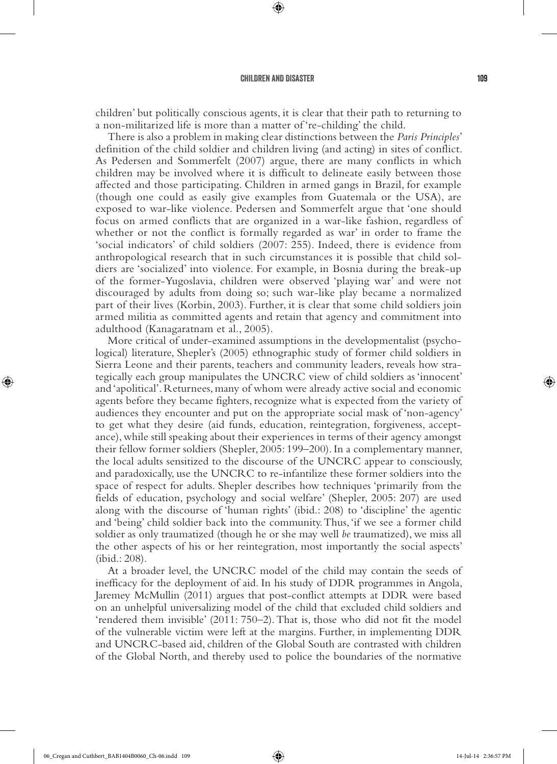children' but politically conscious agents, it is clear that their path to returning to a non-militarized life is more than a matter of 're-childing' the child.

There is also a problem in making clear distinctions between the *Paris Principles*' definition of the child soldier and children living (and acting) in sites of conflict. As Pedersen and Sommerfelt (2007) argue, there are many conflicts in which children may be involved where it is difficult to delineate easily between those affected and those participating. Children in armed gangs in Brazil, for example (though one could as easily give examples from Guatemala or the USA), are exposed to war-like violence. Pedersen and Sommerfelt argue that 'one should focus on armed conflicts that are organized in a war-like fashion, regardless of whether or not the conflict is formally regarded as war' in order to frame the 'social indicators' of child soldiers (2007: 255). Indeed, there is evidence from anthropological research that in such circumstances it is possible that child soldiers are 'socialized' into violence. For example, in Bosnia during the break-up of the former-Yugoslavia, children were observed 'playing war' and were not discouraged by adults from doing so; such war-like play became a normalized part of their lives (Korbin, 2003). Further, it is clear that some child soldiers join armed militia as committed agents and retain that agency and commitment into adulthood (Kanagaratnam et al., 2005).

More critical of under-examined assumptions in the developmentalist (psychological) literature, Shepler's (2005) ethnographic study of former child soldiers in Sierra Leone and their parents, teachers and community leaders, reveals how strategically each group manipulates the UNCRC view of child soldiers as 'innocent' and 'apolitical'. Returnees, many of whom were already active social and economic agents before they became fighters, recognize what is expected from the variety of audiences they encounter and put on the appropriate social mask of 'non-agency' to get what they desire (aid funds, education, reintegration, forgiveness, acceptance), while still speaking about their experiences in terms of their agency amongst their fellow former soldiers (Shepler, 2005: 199–200). In a complementary manner, the local adults sensitized to the discourse of the UNCRC appear to consciously, and paradoxically, use the UNCRC to re-infantilize these former soldiers into the space of respect for adults. Shepler describes how techniques 'primarily from the fields of education, psychology and social welfare' (Shepler, 2005: 207) are used along with the discourse of 'human rights' (ibid.: 208) to 'discipline' the agentic and 'being' child soldier back into the community. Thus, 'if we see a former child soldier as only traumatized (though he or she may well *be* traumatized), we miss all the other aspects of his or her reintegration, most importantly the social aspects' (ibid.: 208).

At a broader level, the UNCRC model of the child may contain the seeds of inefficacy for the deployment of aid. In his study of DDR programmes in Angola, Jaremey McMullin (2011) argues that post-conflict attempts at DDR were based on an unhelpful universalizing model of the child that excluded child soldiers and 'rendered them invisible' (2011: 750–2). That is, those who did not fit the model of the vulnerable victim were left at the margins. Further, in implementing DDR and UNCRC-based aid, children of the Global South are contrasted with children of the Global North, and thereby used to police the boundaries of the normative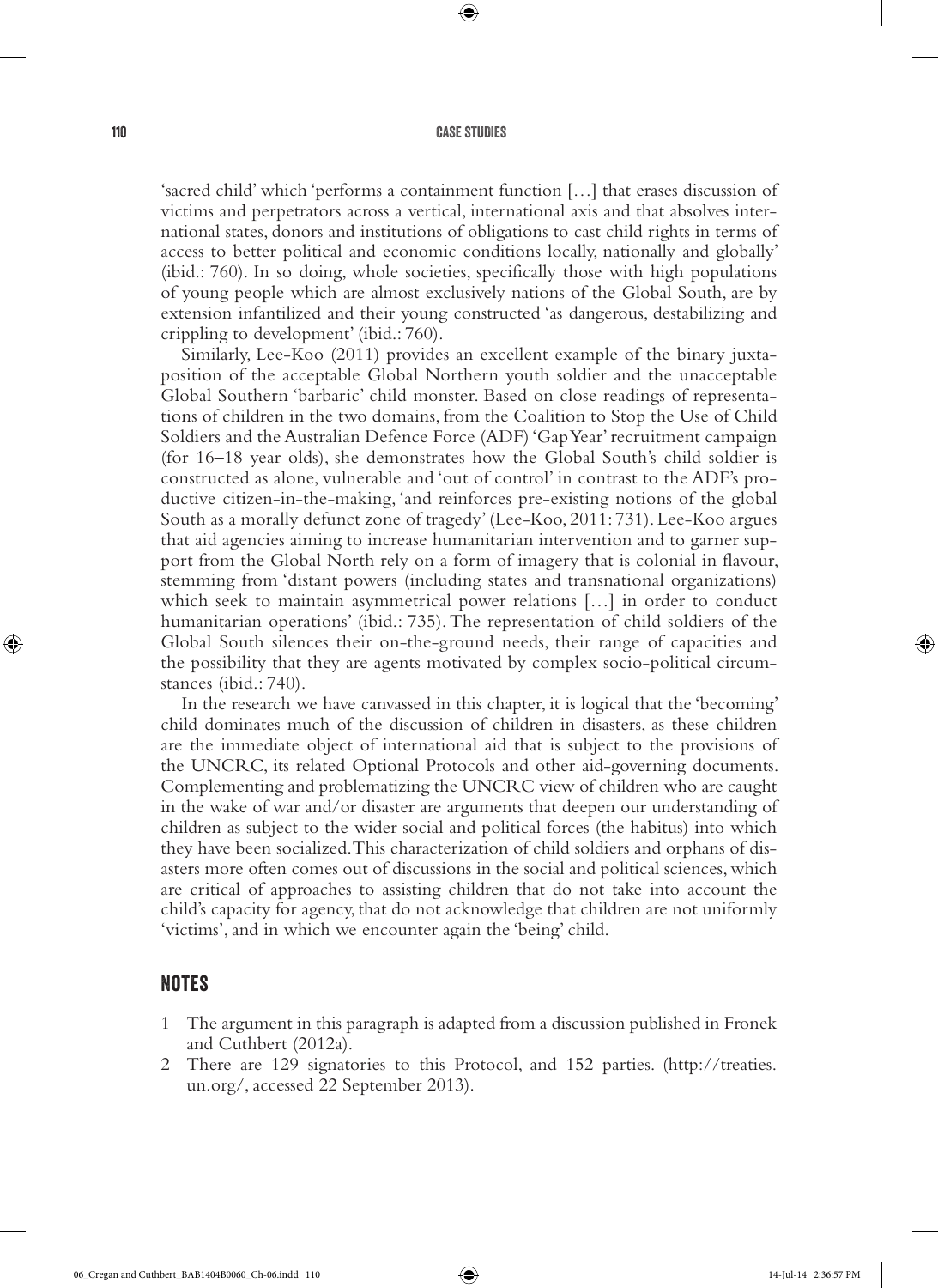'sacred child' which 'performs a containment function [...] that erases discussion of victims and perpetrators across a vertical, international axis and that absolves international states, donors and institutions of obligations to cast child rights in terms of access to better political and economic conditions locally, nationally and globally' (ibid.: 760). In so doing, whole societies, specifically those with high populations of young people which are almost exclusively nations of the Global South, are by extension infantilized and their young constructed 'as dangerous, destabilizing and crippling to development' (ibid.: 760).

Similarly, Lee-Koo (2011) provides an excellent example of the binary juxtaposition of the acceptable Global Northern youth soldier and the unacceptable Global Southern 'barbaric' child monster. Based on close readings of representations of children in the two domains, from the Coalition to Stop the Use of Child Soldiers and the Australian Defence Force (ADF) 'Gap Year' recruitment campaign (for 16–18 year olds), she demonstrates how the Global South's child soldier is constructed as alone, vulnerable and 'out of control' in contrast to the ADF's productive citizen-in-the-making, 'and reinforces pre-existing notions of the global South as a morally defunct zone of tragedy' (Lee-Koo, 2011: 731). Lee-Koo argues that aid agencies aiming to increase humanitarian intervention and to garner support from the Global North rely on a form of imagery that is colonial in flavour, stemming from 'distant powers (including states and transnational organizations) which seek to maintain asymmetrical power relations [...] in order to conduct humanitarian operations' (ibid.: 735). The representation of child soldiers of the Global South silences their on-the-ground needs, their range of capacities and the possibility that they are agents motivated by complex socio-political circumstances (ibid.: 740).

In the research we have canvassed in this chapter, it is logical that the 'becoming' child dominates much of the discussion of children in disasters, as these children are the immediate object of international aid that is subject to the provisions of the UNCRC, its related Optional Protocols and other aid-governing documents. Complementing and problematizing the UNCRC view of children who are caught in the wake of war and/or disaster are arguments that deepen our understanding of children as subject to the wider social and political forces (the habitus) into which they have been socialized. This characterization of child soldiers and orphans of disasters more often comes out of discussions in the social and political sciences, which are critical of approaches to assisting children that do not take into account the child's capacity for agency, that do not acknowledge that children are not uniformly 'victims', and in which we encounter again the 'being' child.

## NOTES

1. The argument in this paragraph is adapted from a discussion published in Fronek and Cuthbert (2012a).
2. There are 129 signatories to this Protocol, and 152 parties. (http://treaties.un.org/, accessed 22 September 2013).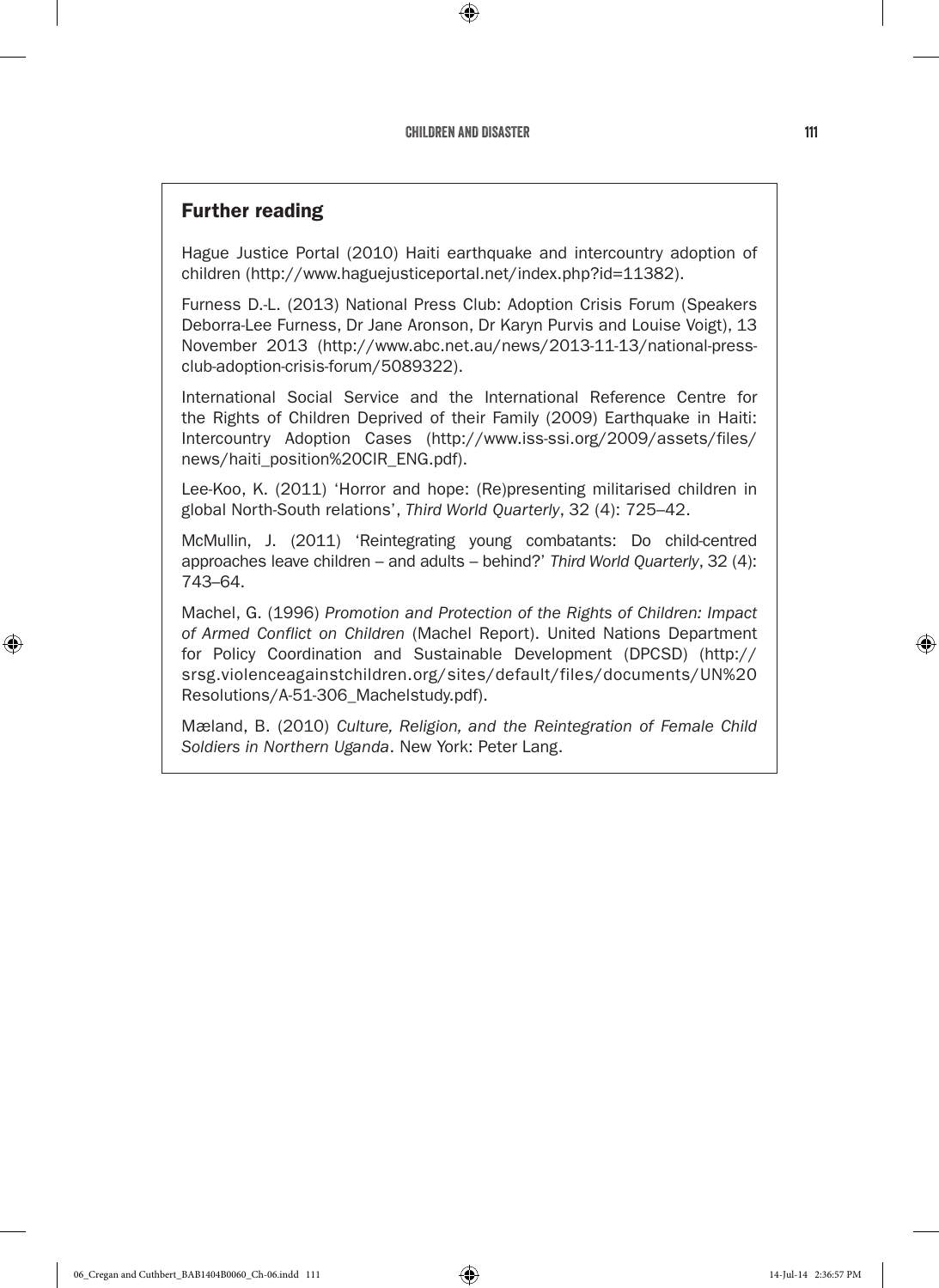## Further reading

Hague Justice Portal (2010) Haiti earthquake and intercountry adoption of children (http://www.haguejusticeportal.net/index.php?id=11382).

Furness D.-L. (2013) National Press Club: Adoption Crisis Forum (Speakers Deborra-Lee Furness, Dr Jane Aronson, Dr Karyn Purvis and Louise Voigt), 13 November 2013 (http://www.abc.net.au/news/2013-11-13/national-press-club-adoption-crisis-forum/5089322).

International Social Service and the International Reference Centre for the Rights of Children Deprived of their Family (2009) Earthquake in Haiti: Intercountry Adoption Cases (http://www.iss-ssi.org/2009/assets/files/news/haiti_position%20CIR_ENG.pdf).

Lee-Koo, K. (2011) 'Horror and hope: (Re)presenting militarised children in global North-South relations', *Third World Quarterly*, 32 (4): 725–42.

McMullin, J. (2011) 'Reintegrating young combatants: Do child-centred approaches leave children – and adults – behind?' *Third World Quarterly*, 32 (4): 743–64.

Machel, G. (1996) *Promotion and Protection of the Rights of Children: Impact of Armed Conflict on Children* (Machel Report). United Nations Department for Policy Coordination and Sustainable Development (DPCSD) (http://srsg.violenceagainstchildren.org/sites/default/files/documents/UN%20Resolutions/A-51-306_Machelstudy.pdf).

Mæland, B. (2010) *Culture, Religion, and the Reintegration of Female Child Soldiers in Northern Uganda*. New York: Peter Lang.